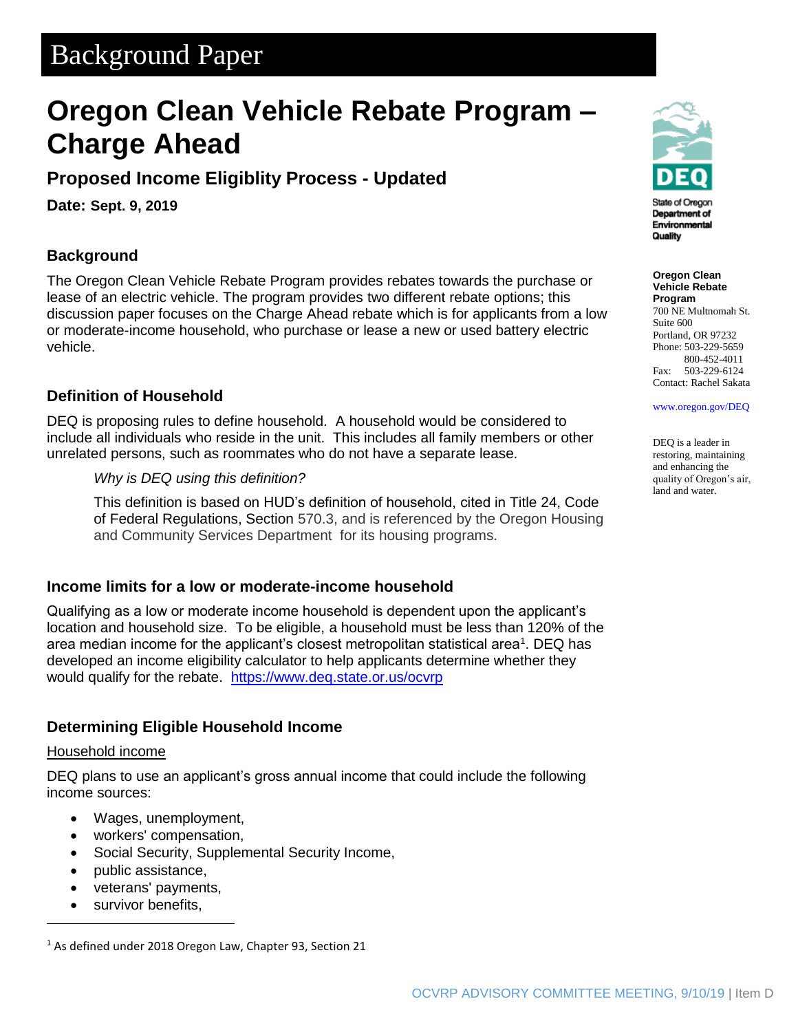# Background Paper

# Oregon Clean Vehicle Rebate Program – Charge Ahead

## Proposed Income Eligiblity Process - Updated

**Date: Sept. 9, 2019**

State of Oregon Department of Environmental Quality

**Oregon Clean Vehicle Rebate Program**
700 NE Multnomah St.
Suite 600
Portland, OR 97232
Phone: 503-229-5659
800-452-4011
Fax: 503-229-6124
Contact: Rachel Sakata

www.oregon.gov/DEQ

DEQ is a leader in restoring, maintaining and enhancing the quality of Oregon's air, land and water.

### Background

The Oregon Clean Vehicle Rebate Program provides rebates towards the purchase or lease of an electric vehicle. The program provides two different rebate options; this discussion paper focuses on the Charge Ahead rebate which is for applicants from a low or moderate-income household, who purchase or lease a new or used battery electric vehicle.

### Definition of Household

DEQ is proposing rules to define household. A household would be considered to include all individuals who reside in the unit. This includes all family members or other unrelated persons, such as roommates who do not have a separate lease.

> *Why is DEQ using this definition?*
>
> This definition is based on HUD's definition of household, cited in Title 24, Code of Federal Regulations, Section 570.3, and is referenced by the Oregon Housing and Community Services Department for its housing programs.

### Income limits for a low or moderate-income household

Qualifying as a low or moderate income household is dependent upon the applicant's location and household size. To be eligible, a household must be less than 120% of the area median income for the applicant's closest metropolitan statistical area[1]. DEQ has developed an income eligibility calculator to help applicants determine whether they would qualify for the rebate. https://www.deq.state.or.us/ocvrp

### Determining Eligible Household Income

Household income

DEQ plans to use an applicant's gross annual income that could include the following income sources:

- Wages, unemployment,
- workers' compensation,
- Social Security, Supplemental Security Income,
- public assistance,
- veterans' payments,
- survivor benefits,

[1] As defined under 2018 Oregon Law, Chapter 93, Section 21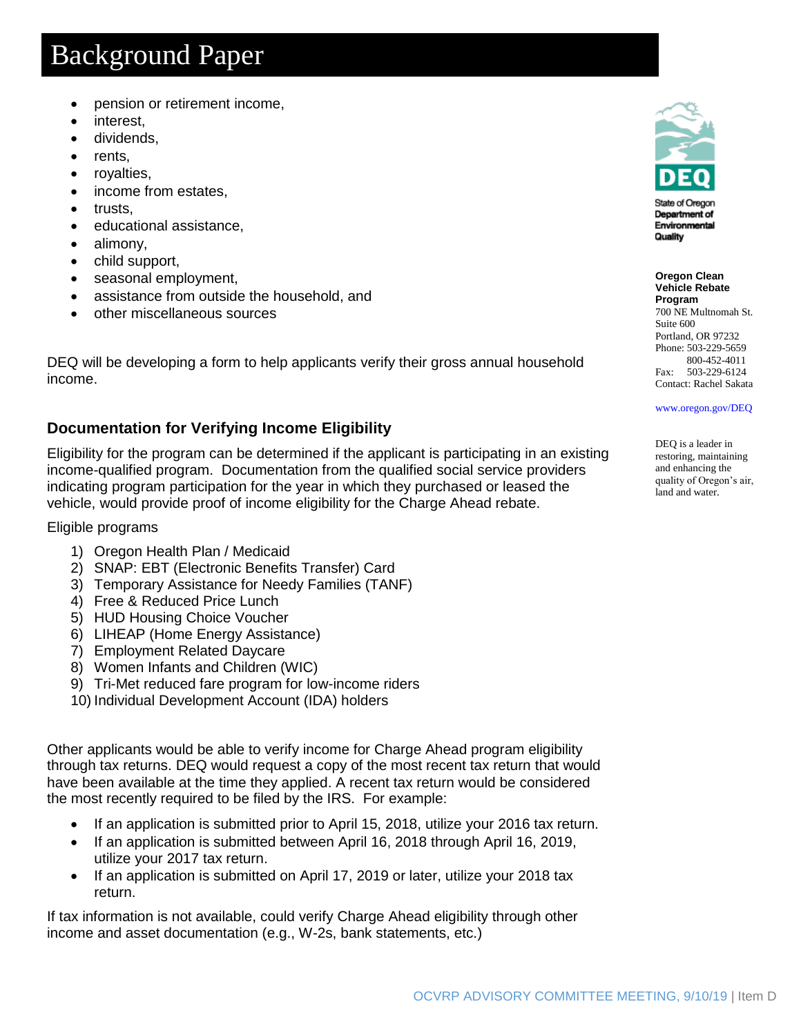- pension or retirement income,
- interest,
- dividends,
- rents,
- royalties,
- income from estates,
- trusts,
- educational assistance,
- alimony,
- child support,
- seasonal employment,
- assistance from outside the household, and
- other miscellaneous sources

DEQ will be developing a form to help applicants verify their gross annual household income.

### Documentation for Verifying Income Eligibility

Eligibility for the program can be determined if the applicant is participating in an existing income-qualified program. Documentation from the qualified social service providers indicating program participation for the year in which they purchased or leased the vehicle, would provide proof of income eligibility for the Charge Ahead rebate.

Eligible programs

1) Oregon Health Plan / Medicaid
2) SNAP: EBT (Electronic Benefits Transfer) Card
3) Temporary Assistance for Needy Families (TANF)
4) Free & Reduced Price Lunch
5) HUD Housing Choice Voucher
6) LIHEAP (Home Energy Assistance)
7) Employment Related Daycare
8) Women Infants and Children (WIC)
9) Tri-Met reduced fare program for low-income riders
10) Individual Development Account (IDA) holders

Other applicants would be able to verify income for Charge Ahead program eligibility through tax returns. DEQ would request a copy of the most recent tax return that would have been available at the time they applied. A recent tax return would be considered the most recently required to be filed by the IRS. For example:

- If an application is submitted prior to April 15, 2018, utilize your 2016 tax return.
- If an application is submitted between April 16, 2018 through April 16, 2019, utilize your 2017 tax return.
- If an application is submitted on April 17, 2019 or later, utilize your 2018 tax return.

If tax information is not available, could verify Charge Ahead eligibility through other income and asset documentation (e.g., W-2s, bank statements, etc.)

**Oregon Clean Vehicle Rebate Program**
700 NE Multnomah St.
Suite 600
Portland, OR 97232
Phone: 503-229-5659
800-452-4011
Fax: 503-229-6124
Contact: Rachel Sakata

www.oregon.gov/DEQ

DEQ is a leader in restoring, maintaining and enhancing the quality of Oregon's air, land and water.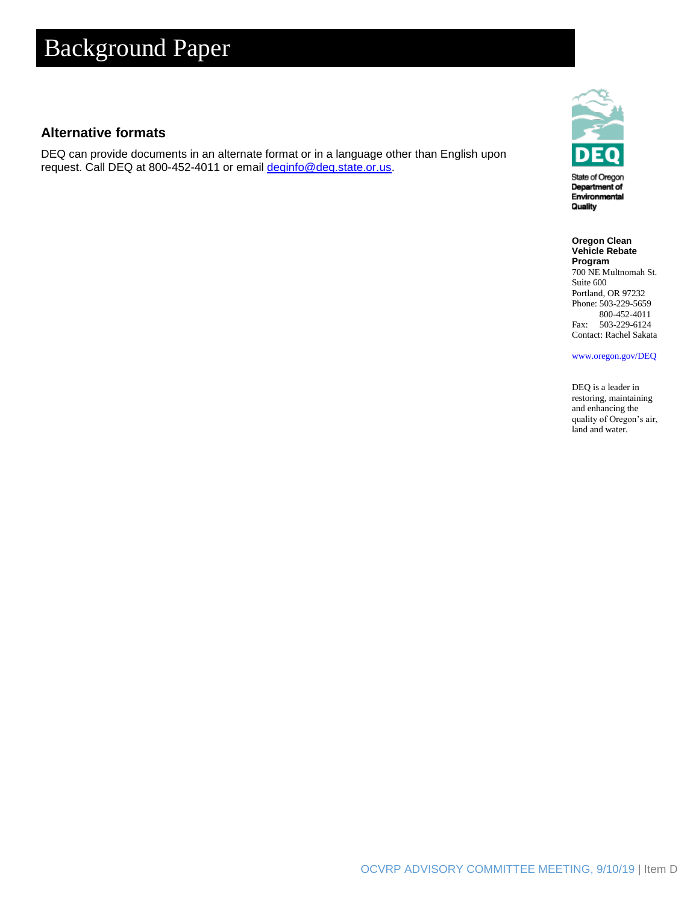# Background Paper

## Alternative formats

DEQ can provide documents in an alternate format or in a language other than English upon request. Call DEQ at 800-452-4011 or email deqinfo@deq.state.or.us.

State of Oregon
Department of Environmental Quality

**Oregon Clean Vehicle Rebate Program**
700 NE Multnomah St.
Suite 600
Portland, OR 97232
Phone: 503-229-5659
800-452-4011
Fax: 503-229-6124
Contact: Rachel Sakata

www.oregon.gov/DEQ

DEQ is a leader in restoring, maintaining and enhancing the quality of Oregon's air, land and water.